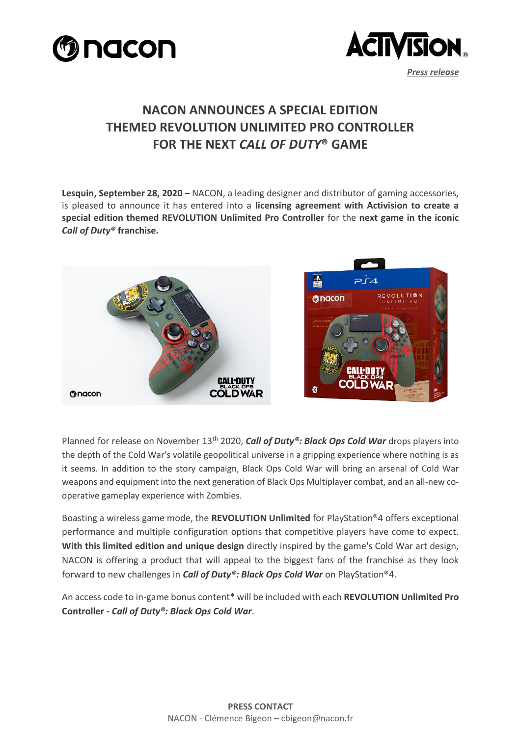*Press release*

# NACON ANNOUNCES A SPECIAL EDITION THEMED REVOLUTION UNLIMITED PRO CONTROLLER FOR THE NEXT *CALL OF DUTY®* GAME

**Lesquin, September 28, 2020** – NACON, a leading designer and distributor of gaming accessories, is pleased to announce it has entered into a **licensing agreement with Activision to create a special edition themed REVOLUTION Unlimited Pro Controller** for the **next game in the iconic *Call of Duty®* franchise.**

Planned for release on November 13th 2020, ***Call of Duty®: Black Ops Cold War*** drops players into the depth of the Cold War's volatile geopolitical universe in a gripping experience where nothing is as it seems. In addition to the story campaign, Black Ops Cold War will bring an arsenal of Cold War weapons and equipment into the next generation of Black Ops Multiplayer combat, and an all-new co-operative gameplay experience with Zombies.

Boasting a wireless game mode, the **REVOLUTION Unlimited** for PlayStation®4 offers exceptional performance and multiple configuration options that competitive players have come to expect. **With this limited edition and unique design** directly inspired by the game's Cold War art design, NACON is offering a product that will appeal to the biggest fans of the franchise as they look forward to new challenges in ***Call of Duty®: Black Ops Cold War*** on PlayStation®4.

An access code to in-game bonus content* will be included with each **REVOLUTION Unlimited Pro Controller - *Call of Duty®: Black Ops Cold War***.

**PRESS CONTACT**
NACON - Clémence Bigeon – cbigeon@nacon.fr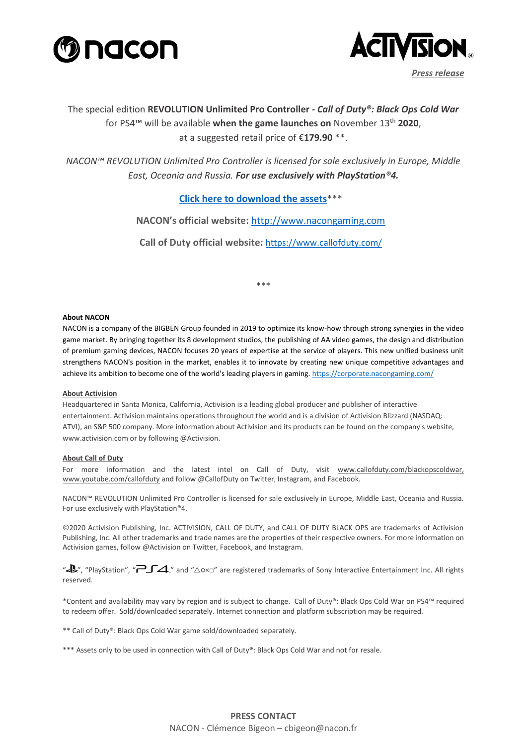*Press release*

The special edition **REVOLUTION Unlimited Pro Controller -** ***Call of Duty®: Black Ops Cold War*** for PS4™ will be available **when the game launches on** November 13th **2020**, at a suggested retail price of €**179.90** **.

*NACON™ REVOLUTION Unlimited Pro Controller is licensed for sale exclusively in Europe, Middle East, Oceania and Russia.* ***For use exclusively with PlayStation®4.***

**Click here to download the assets*****

**NACON's official website:** http://www.nacongaming.com

**Call of Duty official website:** https://www.callofduty.com/

***

**About NACON**

NACON is a company of the BIGBEN Group founded in 2019 to optimize its know-how through strong synergies in the video game market. By bringing together its 8 development studios, the publishing of AA video games, the design and distribution of premium gaming devices, NACON focuses 20 years of expertise at the service of players. This new unified business unit strengthens NACON's position in the market, enables it to innovate by creating new unique competitive advantages and achieve its ambition to become one of the world's leading players in gaming. https://corporate.nacongaming.com/

**About Activision**

Headquartered in Santa Monica, California, Activision is a leading global producer and publisher of interactive entertainment. Activision maintains operations throughout the world and is a division of Activision Blizzard (NASDAQ: ATVI), an S&P 500 company. More information about Activision and its products can be found on the company's website, www.activision.com or by following @Activision.

**About Call of Duty**

For more information and the latest intel on Call of Duty, visit www.callofduty.com/blackopscoldwar, www.youtube.com/callofduty and follow @CallofDuty on Twitter, Instagram, and Facebook.

NACON™ REVOLUTION Unlimited Pro Controller is licensed for sale exclusively in Europe, Middle East, Oceania and Russia. For use exclusively with PlayStation®4.

©2020 Activision Publishing, Inc. ACTIVISION, CALL OF DUTY, and CALL OF DUTY BLACK OPS are trademarks of Activision Publishing, Inc. All other trademarks and trade names are the properties of their respective owners. For more information on Activision games, follow @Activision on Twitter, Facebook, and Instagram.

"PS", "PlayStation", "PS4" and "△○×□" are registered trademarks of Sony Interactive Entertainment Inc. All rights reserved.

*Content and availability may vary by region and is subject to change. Call of Duty®: Black Ops Cold War on PS4™ required to redeem offer. Sold/downloaded separately. Internet connection and platform subscription may be required.

** Call of Duty®: Black Ops Cold War game sold/downloaded separately.

*** Assets only to be used in connection with Call of Duty®: Black Ops Cold War and not for resale.

**PRESS CONTACT**

NACON - Clémence Bigeon – cbigeon@nacon.fr